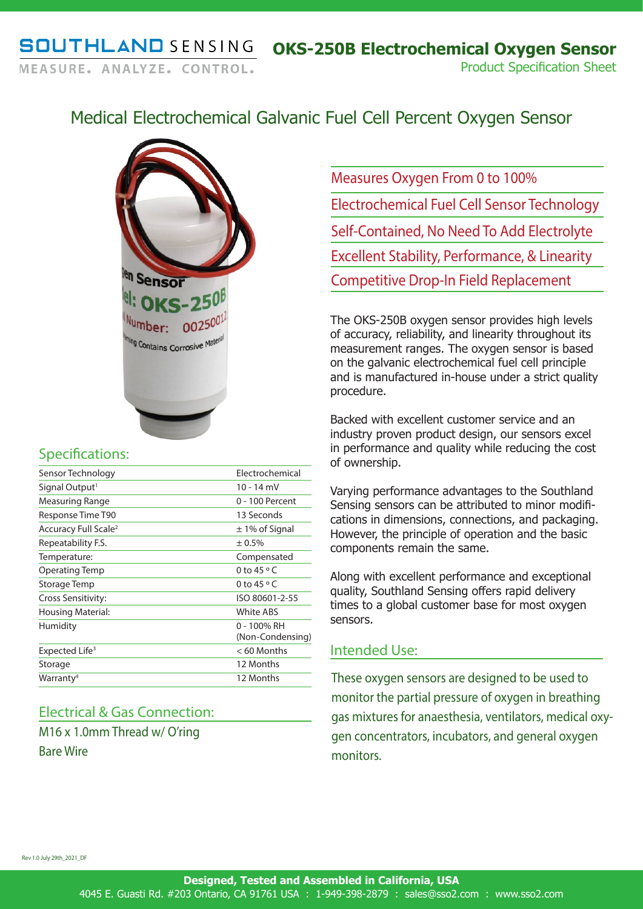# SOUTHLAND SENSING

MEASURE. ANALYZE. CONTROL.

# OKS-250B Electrochemical Oxygen Sensor

Product Specification Sheet

## Medical Electrochemical Galvanic Fuel Cell Percent Oxygen Sensor

- Measures Oxygen From 0 to 100%
- Electrochemical Fuel Cell Sensor Technology
- Self-Contained, No Need To Add Electrolyte
- Excellent Stability, Performance, & Linearity
- Competitive Drop-In Field Replacement

The OKS-250B oxygen sensor provides high levels of accuracy, reliability, and linearity throughout its measurement ranges. The oxygen sensor is based on the galvanic electrochemical fuel cell principle and is manufactured in-house under a strict quality procedure.

Backed with excellent customer service and an industry proven product design, our sensors excel in performance and quality while reducing the cost of ownership.

Varying performance advantages to the Southland Sensing sensors can be attributed to minor modifications in dimensions, connections, and packaging. However, the principle of operation and the basic components remain the same.

Along with excellent performance and exceptional quality, Southland Sensing offers rapid delivery times to a global customer base for most oxygen sensors.

## Specifications:

| | |
|---|---|
| Sensor Technology | Electrochemical |
| Signal Output[1] | 10 - 14 mV |
| Measuring Range | 0 - 100 Percent |
| Response Time T90 | 13 Seconds |
| Accuracy Full Scale[2] | ± 1% of Signal |
| Repeatability F.S. | ± 0.5% |
| Temperature: | Compensated |
| Operating Temp | 0 to 45 °C |
| Storage Temp | 0 to 45 °C |
| Cross Sensitivity: | ISO 80601-2-55 |
| Housing Material: | White ABS |
| Humidity | 0 - 100% RH (Non-Condensing) |
| Expected Life[3] | < 60 Months |
| Storage | 12 Months |
| Warranty[4] | 12 Months |

## Intended Use:

These oxygen sensors are designed to be used to monitor the partial pressure of oxygen in breathing gas mixtures for anaesthesia, ventilators, medical oxygen concentrators, incubators, and general oxygen monitors.

## Electrical & Gas Connection:

M16 x 1.0mm Thread w/ O'ring

Bare Wire

Rev 1.0 July 29th_2021_DF

**Designed, Tested and Assembled in California, USA**

4045 E. Guasti Rd. #203 Ontario, CA 91761 USA : 1-949-398-2879 : sales@sso2.com : www.sso2.com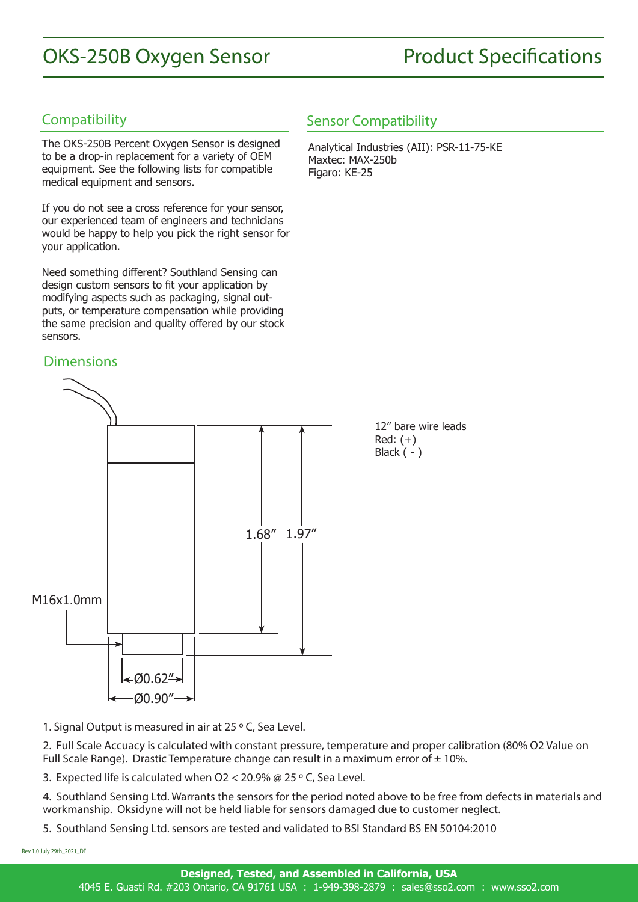# OKS-250B Oxygen Sensor

# Product Specifications

## Compatibility

The OKS-250B Percent Oxygen Sensor is designed to be a drop-in replacement for a variety of OEM equipment. See the following lists for compatible medical equipment and sensors.

If you do not see a cross reference for your sensor, our experienced team of engineers and technicians would be happy to help you pick the right sensor for your application.

Need something different? Southland Sensing can design custom sensors to fit your application by modifying aspects such as packaging, signal outputs, or temperature compensation while providing the same precision and quality offered by our stock sensors.

## Sensor Compatibility

Analytical Industries (AII): PSR-11-75-KE
Maxtec: MAX-250b
Figaro: KE-25

## Dimensions

12" bare wire leads
Red: (+)
Black ( - )

1.68"
1.97"
M16x1.0mm
Ø0.62"
Ø0.90"

1. Signal Output is measured in air at 25 º C, Sea Level.

2. Full Scale Accuacy is calculated with constant pressure, temperature and proper calibration (80% O2 Value on Full Scale Range). Drastic Temperature change can result in a maximum error of ± 10%.

3. Expected life is calculated when O2 < 20.9% @ 25 º C, Sea Level.

4. Southland Sensing Ltd. Warrants the sensors for the period noted above to be free from defects in materials and workmanship. Oksidyne will not be held liable for sensors damaged due to customer neglect.

5. Southland Sensing Ltd. sensors are tested and validated to BSI Standard BS EN 50104:2010

Rev 1.0 July 29th_2021_DF

**Designed, Tested, and Assembled in California, USA**
4045 E. Guasti Rd. #203 Ontario, CA 91761 USA : 1-949-398-2879 : sales@sso2.com : www.sso2.com